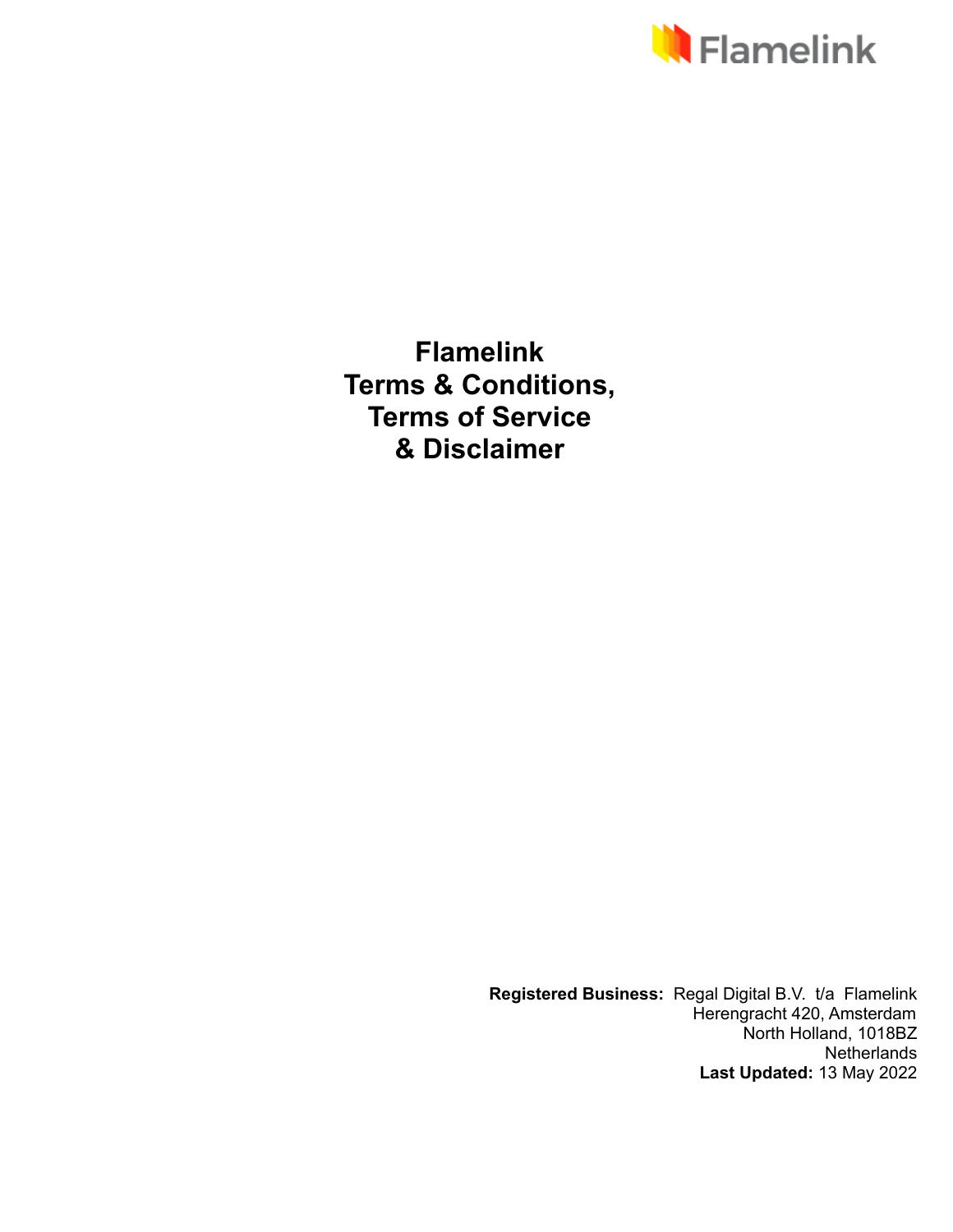Flamelink

# Flamelink
# Terms & Conditions,
# Terms of Service
# & Disclaimer

**Registered Business:** Regal Digital B.V. t/a Flamelink
Herengracht 420, Amsterdam
North Holland, 1018BZ
Netherlands
**Last Updated:** 13 May 2022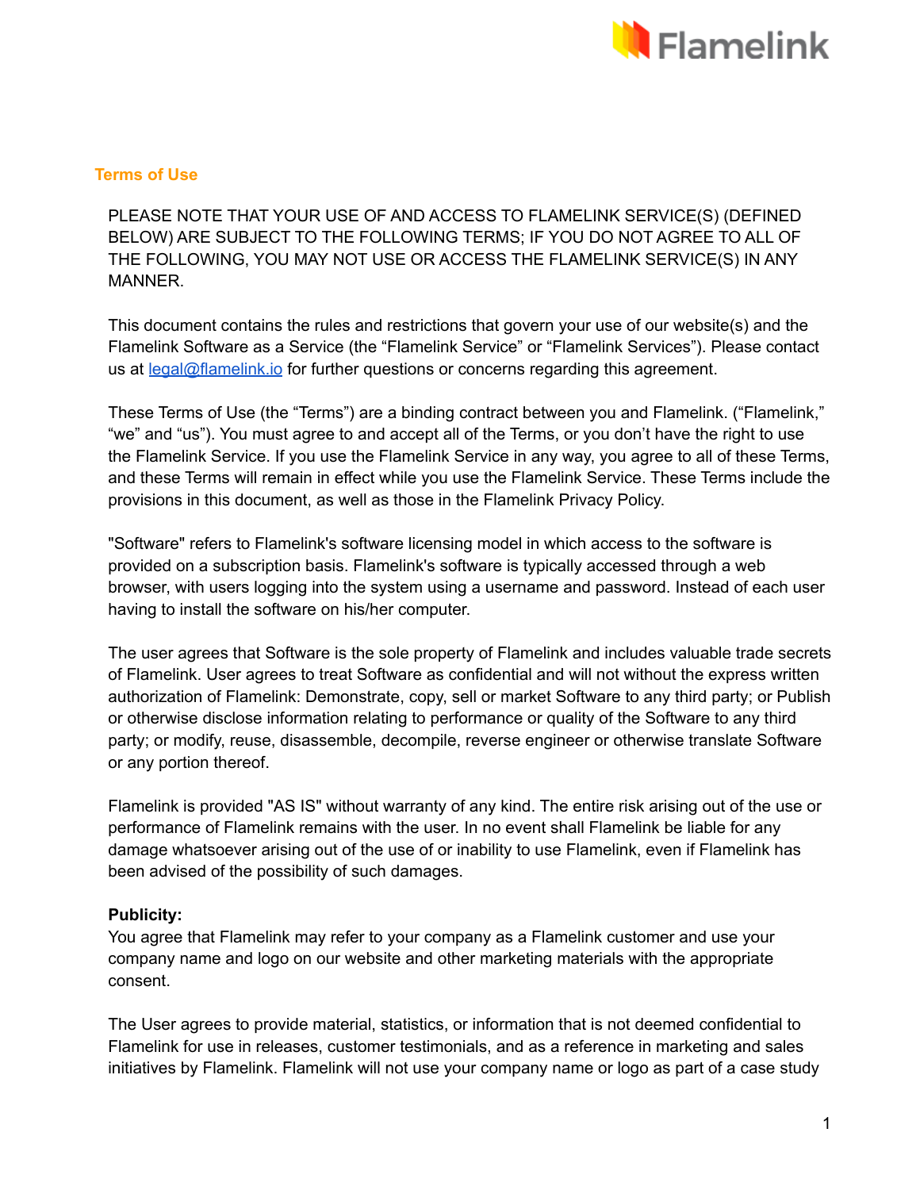## Terms of Use

PLEASE NOTE THAT YOUR USE OF AND ACCESS TO FLAMELINK SERVICE(S) (DEFINED BELOW) ARE SUBJECT TO THE FOLLOWING TERMS; IF YOU DO NOT AGREE TO ALL OF THE FOLLOWING, YOU MAY NOT USE OR ACCESS THE FLAMELINK SERVICE(S) IN ANY MANNER.

This document contains the rules and restrictions that govern your use of our website(s) and the Flamelink Software as a Service (the "Flamelink Service" or "Flamelink Services"). Please contact us at legal@flamelink.io for further questions or concerns regarding this agreement.

These Terms of Use (the "Terms") are a binding contract between you and Flamelink. ("Flamelink," "we" and "us"). You must agree to and accept all of the Terms, or you don't have the right to use the Flamelink Service. If you use the Flamelink Service in any way, you agree to all of these Terms, and these Terms will remain in effect while you use the Flamelink Service. These Terms include the provisions in this document, as well as those in the Flamelink Privacy Policy.

"Software" refers to Flamelink's software licensing model in which access to the software is provided on a subscription basis. Flamelink's software is typically accessed through a web browser, with users logging into the system using a username and password. Instead of each user having to install the software on his/her computer.

The user agrees that Software is the sole property of Flamelink and includes valuable trade secrets of Flamelink. User agrees to treat Software as confidential and will not without the express written authorization of Flamelink: Demonstrate, copy, sell or market Software to any third party; or Publish or otherwise disclose information relating to performance or quality of the Software to any third party; or modify, reuse, disassemble, decompile, reverse engineer or otherwise translate Software or any portion thereof.

Flamelink is provided "AS IS" without warranty of any kind. The entire risk arising out of the use or performance of Flamelink remains with the user. In no event shall Flamelink be liable for any damage whatsoever arising out of the use of or inability to use Flamelink, even if Flamelink has been advised of the possibility of such damages.

**Publicity:**
You agree that Flamelink may refer to your company as a Flamelink customer and use your company name and logo on our website and other marketing materials with the appropriate consent.

The User agrees to provide material, statistics, or information that is not deemed confidential to Flamelink for use in releases, customer testimonials, and as a reference in marketing and sales initiatives by Flamelink. Flamelink will not use your company name or logo as part of a case study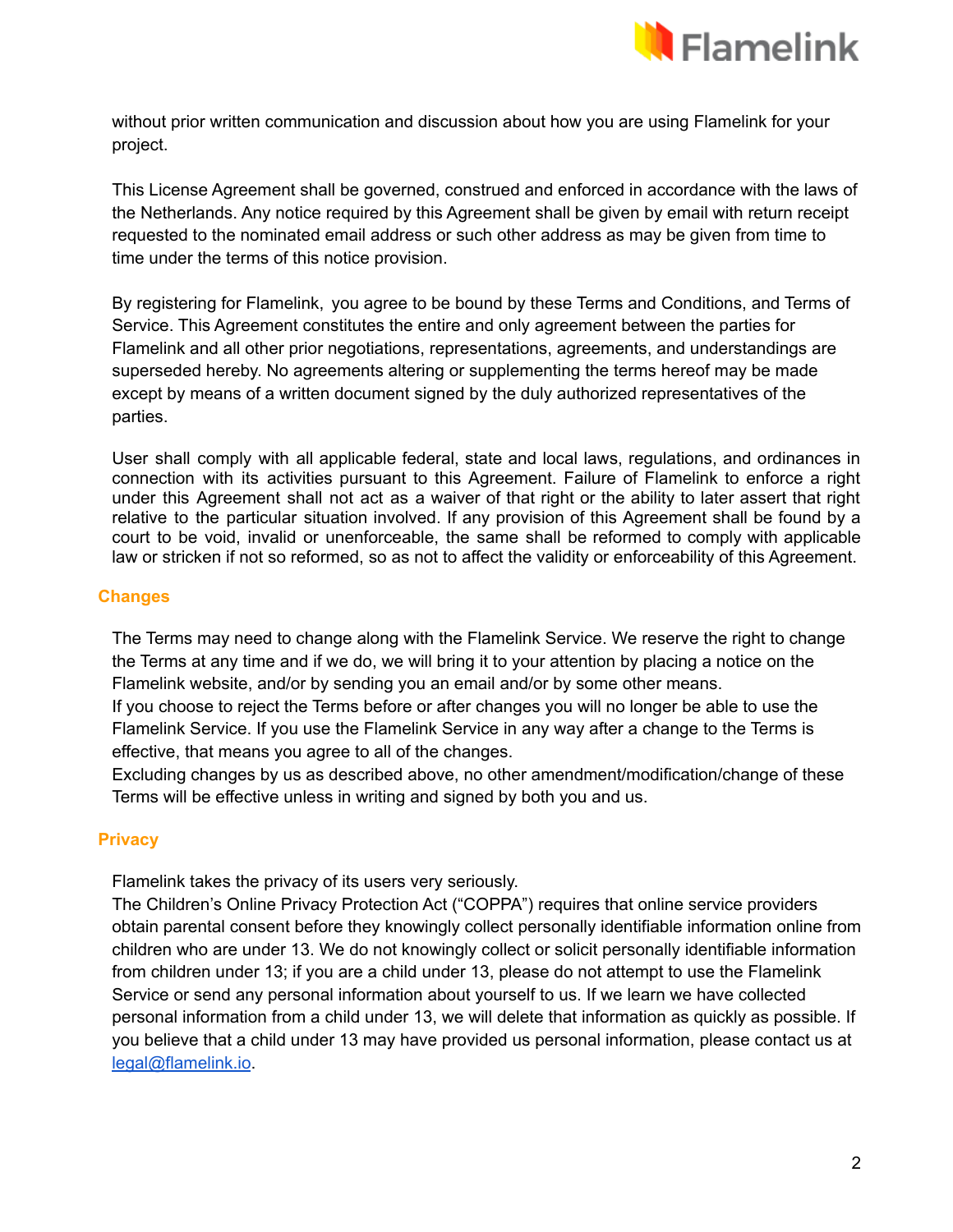without prior written communication and discussion about how you are using Flamelink for your project.

This License Agreement shall be governed, construed and enforced in accordance with the laws of the Netherlands. Any notice required by this Agreement shall be given by email with return receipt requested to the nominated email address or such other address as may be given from time to time under the terms of this notice provision.

By registering for Flamelink, you agree to be bound by these Terms and Conditions, and Terms of Service. This Agreement constitutes the entire and only agreement between the parties for Flamelink and all other prior negotiations, representations, agreements, and understandings are superseded hereby. No agreements altering or supplementing the terms hereof may be made except by means of a written document signed by the duly authorized representatives of the parties.

User shall comply with all applicable federal, state and local laws, regulations, and ordinances in connection with its activities pursuant to this Agreement. Failure of Flamelink to enforce a right under this Agreement shall not act as a waiver of that right or the ability to later assert that right relative to the particular situation involved. If any provision of this Agreement shall be found by a court to be void, invalid or unenforceable, the same shall be reformed to comply with applicable law or stricken if not so reformed, so as not to affect the validity or enforceability of this Agreement.

## Changes

The Terms may need to change along with the Flamelink Service. We reserve the right to change the Terms at any time and if we do, we will bring it to your attention by placing a notice on the Flamelink website, and/or by sending you an email and/or by some other means.
If you choose to reject the Terms before or after changes you will no longer be able to use the Flamelink Service. If you use the Flamelink Service in any way after a change to the Terms is effective, that means you agree to all of the changes.
Excluding changes by us as described above, no other amendment/modification/change of these Terms will be effective unless in writing and signed by both you and us.

## Privacy

Flamelink takes the privacy of its users very seriously.
The Children's Online Privacy Protection Act ("COPPA") requires that online service providers obtain parental consent before they knowingly collect personally identifiable information online from children who are under 13. We do not knowingly collect or solicit personally identifiable information from children under 13; if you are a child under 13, please do not attempt to use the Flamelink Service or send any personal information about yourself to us. If we learn we have collected personal information from a child under 13, we will delete that information as quickly as possible. If you believe that a child under 13 may have provided us personal information, please contact us at legal@flamelink.io.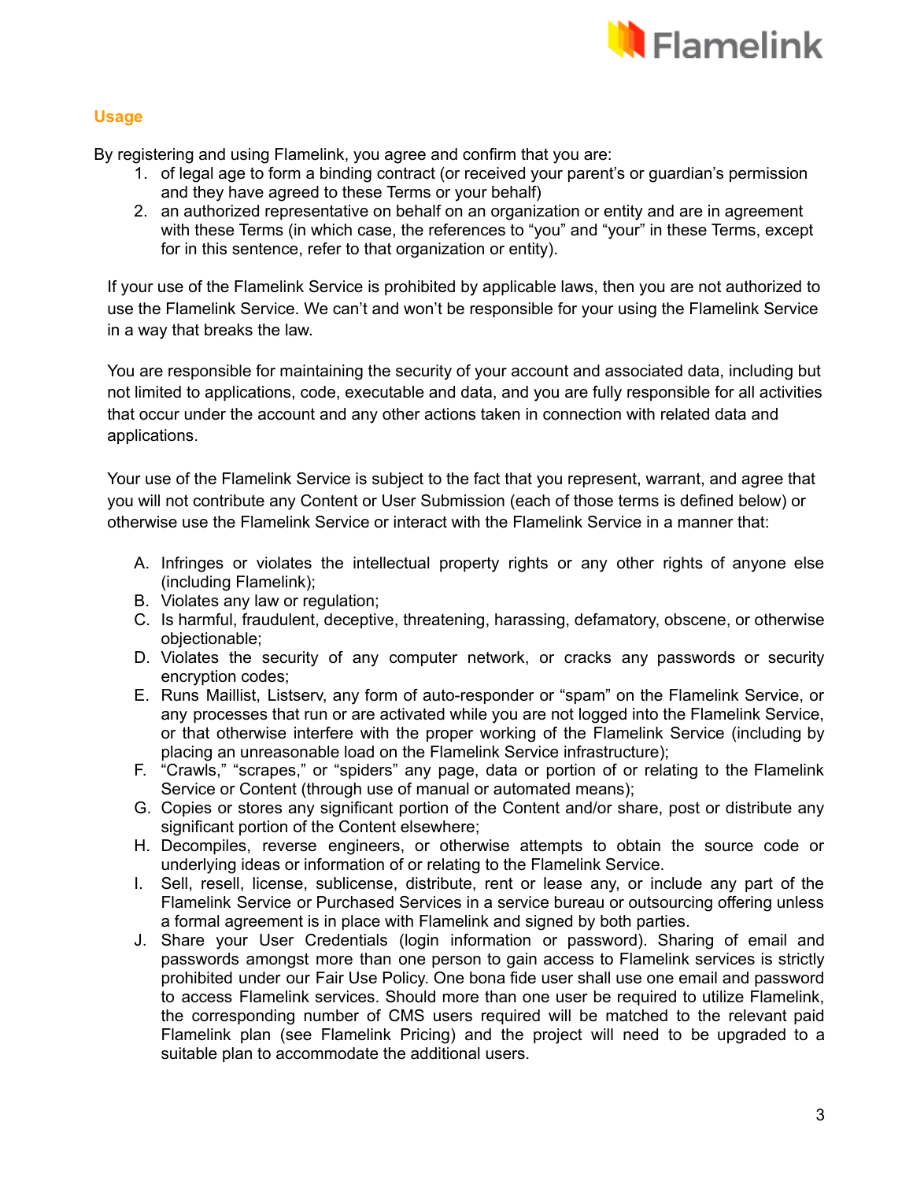## Usage

By registering and using Flamelink, you agree and confirm that you are:

1. of legal age to form a binding contract (or received your parent's or guardian's permission and they have agreed to these Terms or your behalf)
2. an authorized representative on behalf on an organization or entity and are in agreement with these Terms (in which case, the references to "you" and "your" in these Terms, except for in this sentence, refer to that organization or entity).

If your use of the Flamelink Service is prohibited by applicable laws, then you are not authorized to use the Flamelink Service. We can't and won't be responsible for your using the Flamelink Service in a way that breaks the law.

You are responsible for maintaining the security of your account and associated data, including but not limited to applications, code, executable and data, and you are fully responsible for all activities that occur under the account and any other actions taken in connection with related data and applications.

Your use of the Flamelink Service is subject to the fact that you represent, warrant, and agree that you will not contribute any Content or User Submission (each of those terms is defined below) or otherwise use the Flamelink Service or interact with the Flamelink Service in a manner that:

A. Infringes or violates the intellectual property rights or any other rights of anyone else (including Flamelink);
B. Violates any law or regulation;
C. Is harmful, fraudulent, deceptive, threatening, harassing, defamatory, obscene, or otherwise objectionable;
D. Violates the security of any computer network, or cracks any passwords or security encryption codes;
E. Runs Maillist, Listserv, any form of auto-responder or "spam" on the Flamelink Service, or any processes that run or are activated while you are not logged into the Flamelink Service, or that otherwise interfere with the proper working of the Flamelink Service (including by placing an unreasonable load on the Flamelink Service infrastructure);
F. "Crawls," "scrapes," or "spiders" any page, data or portion of or relating to the Flamelink Service or Content (through use of manual or automated means);
G. Copies or stores any significant portion of the Content and/or share, post or distribute any significant portion of the Content elsewhere;
H. Decompiles, reverse engineers, or otherwise attempts to obtain the source code or underlying ideas or information of or relating to the Flamelink Service.
I. Sell, resell, license, sublicense, distribute, rent or lease any, or include any part of the Flamelink Service or Purchased Services in a service bureau or outsourcing offering unless a formal agreement is in place with Flamelink and signed by both parties.
J. Share your User Credentials (login information or password). Sharing of email and passwords amongst more than one person to gain access to Flamelink services is strictly prohibited under our Fair Use Policy. One bona fide user shall use one email and password to access Flamelink services. Should more than one user be required to utilize Flamelink, the corresponding number of CMS users required will be matched to the relevant paid Flamelink plan (see Flamelink Pricing) and the project will need to be upgraded to a suitable plan to accommodate the additional users.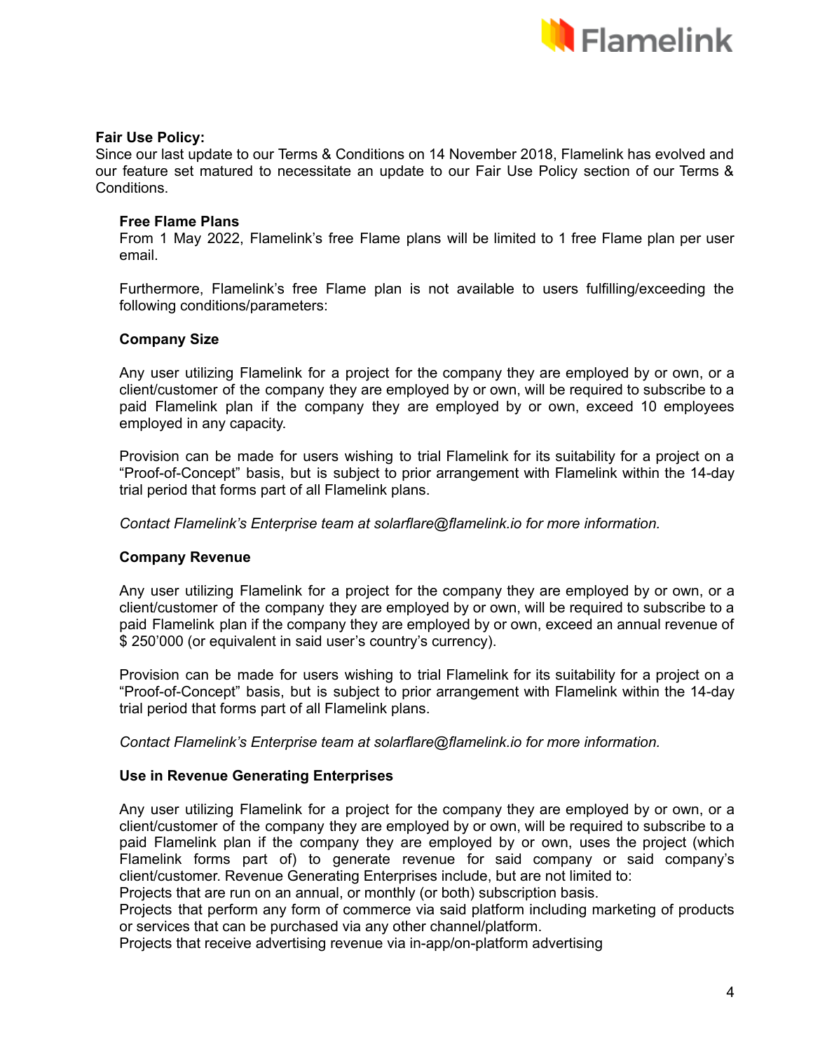**Fair Use Policy:**

Since our last update to our Terms & Conditions on 14 November 2018, Flamelink has evolved and our feature set matured to necessitate an update to our Fair Use Policy section of our Terms & Conditions.

**Free Flame Plans**

From 1 May 2022, Flamelink's free Flame plans will be limited to 1 free Flame plan per user email.

Furthermore, Flamelink's free Flame plan is not available to users fulfilling/exceeding the following conditions/parameters:

**Company Size**

Any user utilizing Flamelink for a project for the company they are employed by or own, or a client/customer of the company they are employed by or own, will be required to subscribe to a paid Flamelink plan if the company they are employed by or own, exceed 10 employees employed in any capacity.

Provision can be made for users wishing to trial Flamelink for its suitability for a project on a "Proof-of-Concept" basis, but is subject to prior arrangement with Flamelink within the 14-day trial period that forms part of all Flamelink plans.

*Contact Flamelink's Enterprise team at solarflare@flamelink.io for more information.*

**Company Revenue**

Any user utilizing Flamelink for a project for the company they are employed by or own, or a client/customer of the company they are employed by or own, will be required to subscribe to a paid Flamelink plan if the company they are employed by or own, exceed an annual revenue of $ 250'000 (or equivalent in said user's country's currency).

Provision can be made for users wishing to trial Flamelink for its suitability for a project on a "Proof-of-Concept" basis, but is subject to prior arrangement with Flamelink within the 14-day trial period that forms part of all Flamelink plans.

*Contact Flamelink's Enterprise team at solarflare@flamelink.io for more information.*

**Use in Revenue Generating Enterprises**

Any user utilizing Flamelink for a project for the company they are employed by or own, or a client/customer of the company they are employed by or own, will be required to subscribe to a paid Flamelink plan if the company they are employed by or own, uses the project (which Flamelink forms part of) to generate revenue for said company or said company's client/customer. Revenue Generating Enterprises include, but are not limited to:

Projects that are run on an annual, or monthly (or both) subscription basis.

Projects that perform any form of commerce via said platform including marketing of products or services that can be purchased via any other channel/platform.

Projects that receive advertising revenue via in-app/on-platform advertising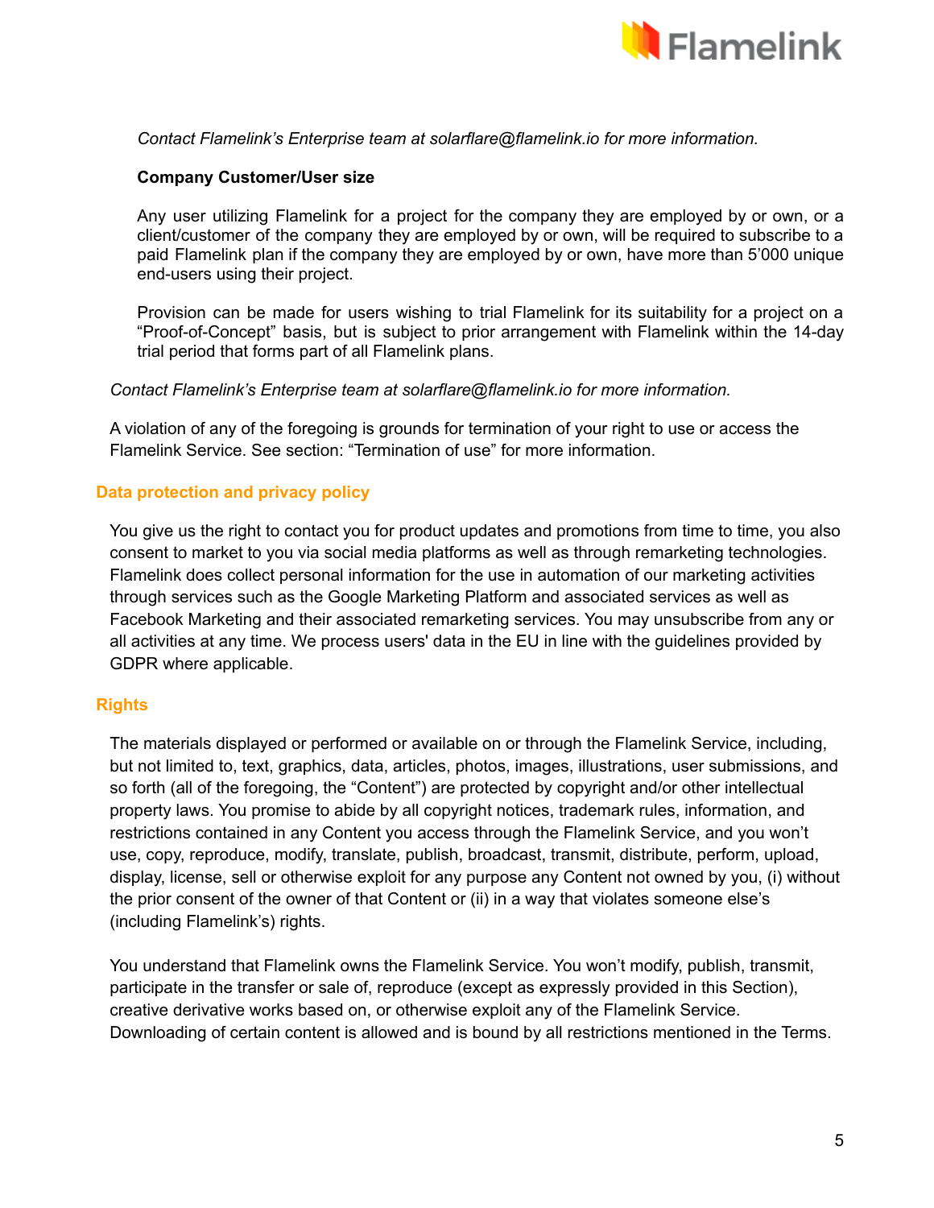*Contact Flamelink's Enterprise team at solarflare@flamelink.io for more information.*

**Company Customer/User size**

Any user utilizing Flamelink for a project for the company they are employed by or own, or a client/customer of the company they are employed by or own, will be required to subscribe to a paid Flamelink plan if the company they are employed by or own, have more than 5'000 unique end-users using their project.

Provision can be made for users wishing to trial Flamelink for its suitability for a project on a "Proof-of-Concept" basis, but is subject to prior arrangement with Flamelink within the 14-day trial period that forms part of all Flamelink plans.

*Contact Flamelink's Enterprise team at solarflare@flamelink.io for more information.*

A violation of any of the foregoing is grounds for termination of your right to use or access the Flamelink Service. See section: "Termination of use" for more information.

## Data protection and privacy policy

You give us the right to contact you for product updates and promotions from time to time, you also consent to market to you via social media platforms as well as through remarketing technologies. Flamelink does collect personal information for the use in automation of our marketing activities through services such as the Google Marketing Platform and associated services as well as Facebook Marketing and their associated remarketing services. You may unsubscribe from any or all activities at any time. We process users' data in the EU in line with the guidelines provided by GDPR where applicable.

## Rights

The materials displayed or performed or available on or through the Flamelink Service, including, but not limited to, text, graphics, data, articles, photos, images, illustrations, user submissions, and so forth (all of the foregoing, the "Content") are protected by copyright and/or other intellectual property laws. You promise to abide by all copyright notices, trademark rules, information, and restrictions contained in any Content you access through the Flamelink Service, and you won't use, copy, reproduce, modify, translate, publish, broadcast, transmit, distribute, perform, upload, display, license, sell or otherwise exploit for any purpose any Content not owned by you, (i) without the prior consent of the owner of that Content or (ii) in a way that violates someone else's (including Flamelink's) rights.

You understand that Flamelink owns the Flamelink Service. You won't modify, publish, transmit, participate in the transfer or sale of, reproduce (except as expressly provided in this Section), creative derivative works based on, or otherwise exploit any of the Flamelink Service. Downloading of certain content is allowed and is bound by all restrictions mentioned in the Terms.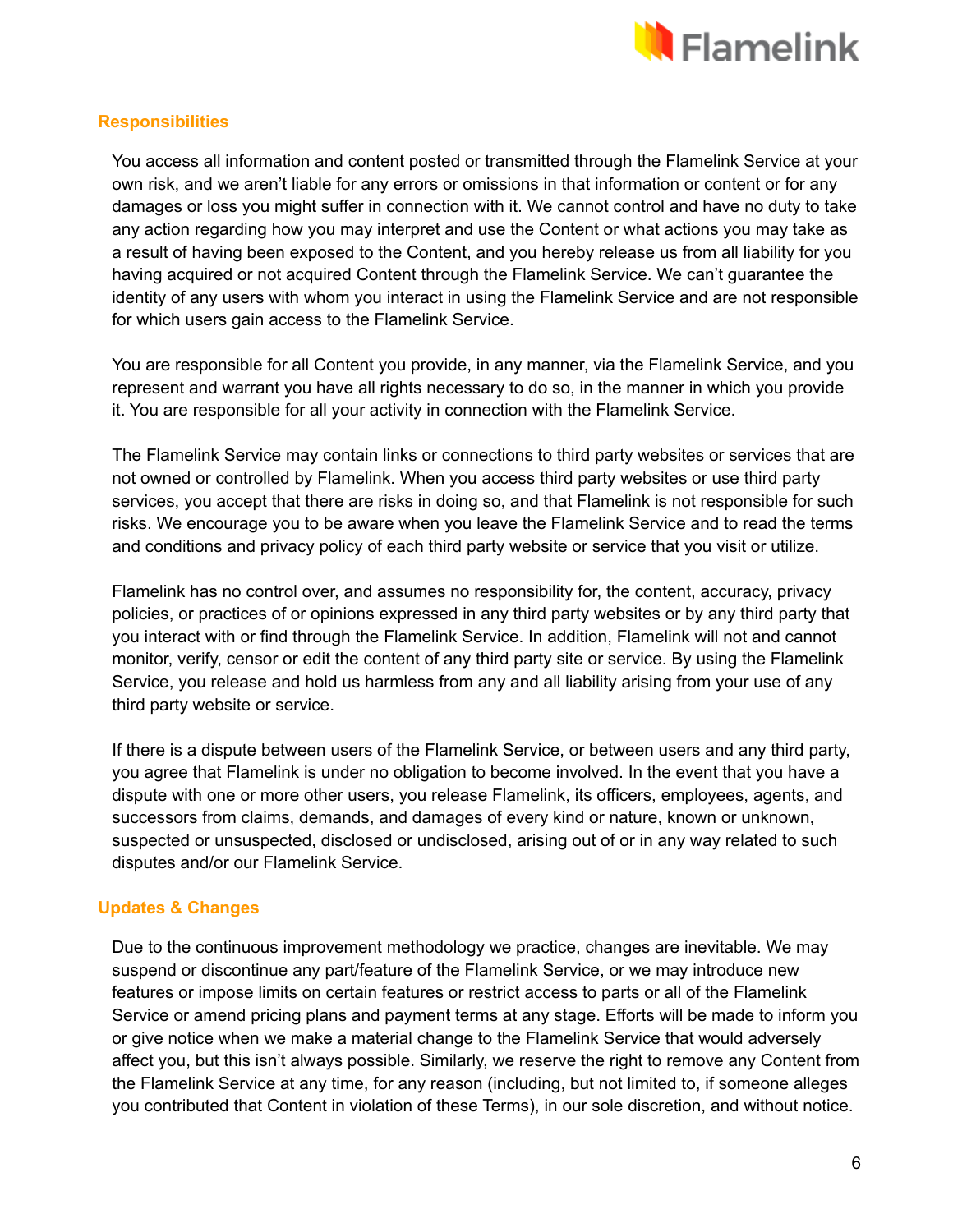## Responsibilities

You access all information and content posted or transmitted through the Flamelink Service at your own risk, and we aren't liable for any errors or omissions in that information or content or for any damages or loss you might suffer in connection with it. We cannot control and have no duty to take any action regarding how you may interpret and use the Content or what actions you may take as a result of having been exposed to the Content, and you hereby release us from all liability for you having acquired or not acquired Content through the Flamelink Service. We can't guarantee the identity of any users with whom you interact in using the Flamelink Service and are not responsible for which users gain access to the Flamelink Service.

You are responsible for all Content you provide, in any manner, via the Flamelink Service, and you represent and warrant you have all rights necessary to do so, in the manner in which you provide it. You are responsible for all your activity in connection with the Flamelink Service.

The Flamelink Service may contain links or connections to third party websites or services that are not owned or controlled by Flamelink. When you access third party websites or use third party services, you accept that there are risks in doing so, and that Flamelink is not responsible for such risks. We encourage you to be aware when you leave the Flamelink Service and to read the terms and conditions and privacy policy of each third party website or service that you visit or utilize.

Flamelink has no control over, and assumes no responsibility for, the content, accuracy, privacy policies, or practices of or opinions expressed in any third party websites or by any third party that you interact with or find through the Flamelink Service. In addition, Flamelink will not and cannot monitor, verify, censor or edit the content of any third party site or service. By using the Flamelink Service, you release and hold us harmless from any and all liability arising from your use of any third party website or service.

If there is a dispute between users of the Flamelink Service, or between users and any third party, you agree that Flamelink is under no obligation to become involved. In the event that you have a dispute with one or more other users, you release Flamelink, its officers, employees, agents, and successors from claims, demands, and damages of every kind or nature, known or unknown, suspected or unsuspected, disclosed or undisclosed, arising out of or in any way related to such disputes and/or our Flamelink Service.

## Updates & Changes

Due to the continuous improvement methodology we practice, changes are inevitable. We may suspend or discontinue any part/feature of the Flamelink Service, or we may introduce new features or impose limits on certain features or restrict access to parts or all of the Flamelink Service or amend pricing plans and payment terms at any stage. Efforts will be made to inform you or give notice when we make a material change to the Flamelink Service that would adversely affect you, but this isn't always possible. Similarly, we reserve the right to remove any Content from the Flamelink Service at any time, for any reason (including, but not limited to, if someone alleges you contributed that Content in violation of these Terms), in our sole discretion, and without notice.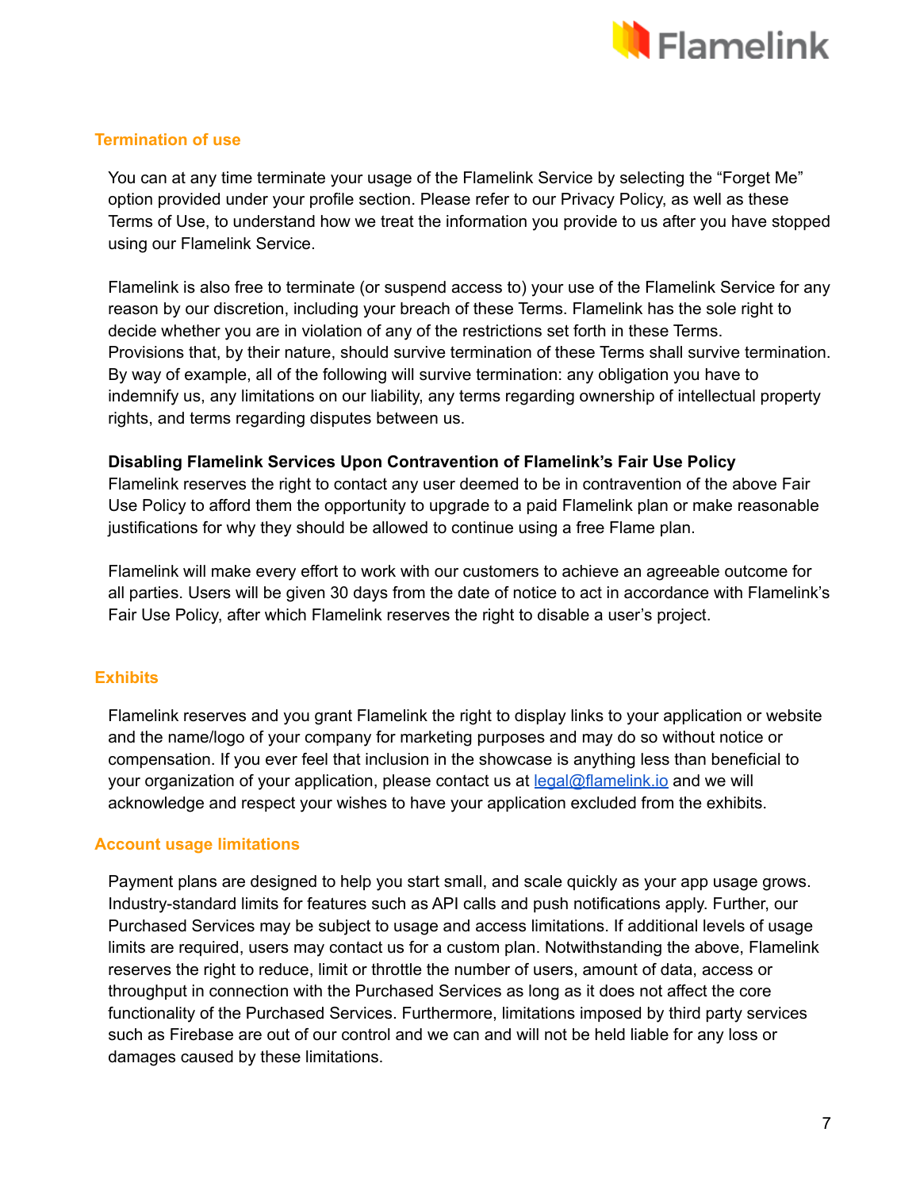## Termination of use

You can at any time terminate your usage of the Flamelink Service by selecting the “Forget Me” option provided under your profile section. Please refer to our Privacy Policy, as well as these Terms of Use, to understand how we treat the information you provide to us after you have stopped using our Flamelink Service.

Flamelink is also free to terminate (or suspend access to) your use of the Flamelink Service for any reason by our discretion, including your breach of these Terms. Flamelink has the sole right to decide whether you are in violation of any of the restrictions set forth in these Terms. Provisions that, by their nature, should survive termination of these Terms shall survive termination. By way of example, all of the following will survive termination: any obligation you have to indemnify us, any limitations on our liability, any terms regarding ownership of intellectual property rights, and terms regarding disputes between us.

**Disabling Flamelink Services Upon Contravention of Flamelink’s Fair Use Policy**
Flamelink reserves the right to contact any user deemed to be in contravention of the above Fair Use Policy to afford them the opportunity to upgrade to a paid Flamelink plan or make reasonable justifications for why they should be allowed to continue using a free Flame plan.

Flamelink will make every effort to work with our customers to achieve an agreeable outcome for all parties. Users will be given 30 days from the date of notice to act in accordance with Flamelink’s Fair Use Policy, after which Flamelink reserves the right to disable a user’s project.

## Exhibits

Flamelink reserves and you grant Flamelink the right to display links to your application or website and the name/logo of your company for marketing purposes and may do so without notice or compensation. If you ever feel that inclusion in the showcase is anything less than beneficial to your organization of your application, please contact us at [legal@flamelink.io](mailto:legal@flamelink.io) and we will acknowledge and respect your wishes to have your application excluded from the exhibits.

## Account usage limitations

Payment plans are designed to help you start small, and scale quickly as your app usage grows. Industry-standard limits for features such as API calls and push notifications apply. Further, our Purchased Services may be subject to usage and access limitations. If additional levels of usage limits are required, users may contact us for a custom plan. Notwithstanding the above, Flamelink reserves the right to reduce, limit or throttle the number of users, amount of data, access or throughput in connection with the Purchased Services as long as it does not affect the core functionality of the Purchased Services. Furthermore, limitations imposed by third party services such as Firebase are out of our control and we can and will not be held liable for any loss or damages caused by these limitations.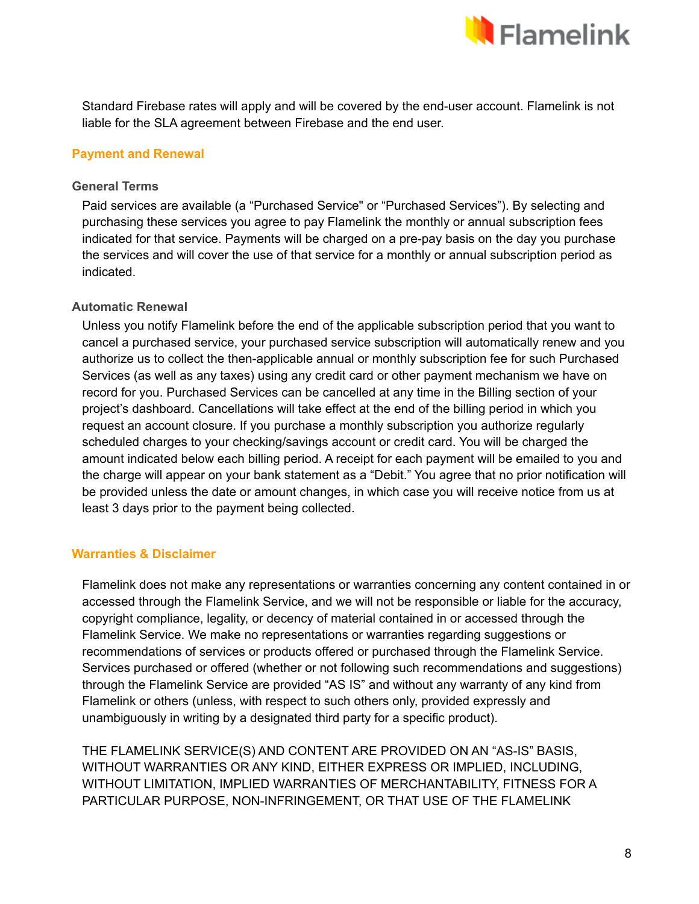Standard Firebase rates will apply and will be covered by the end-user account. Flamelink is not liable for the SLA agreement between Firebase and the end user.

## Payment and Renewal

### General Terms

Paid services are available (a “Purchased Service" or “Purchased Services”). By selecting and purchasing these services you agree to pay Flamelink the monthly or annual subscription fees indicated for that service. Payments will be charged on a pre-pay basis on the day you purchase the services and will cover the use of that service for a monthly or annual subscription period as indicated.

### Automatic Renewal

Unless you notify Flamelink before the end of the applicable subscription period that you want to cancel a purchased service, your purchased service subscription will automatically renew and you authorize us to collect the then-applicable annual or monthly subscription fee for such Purchased Services (as well as any taxes) using any credit card or other payment mechanism we have on record for you. Purchased Services can be cancelled at any time in the Billing section of your project’s dashboard. Cancellations will take effect at the end of the billing period in which you request an account closure. If you purchase a monthly subscription you authorize regularly scheduled charges to your checking/savings account or credit card. You will be charged the amount indicated below each billing period. A receipt for each payment will be emailed to you and the charge will appear on your bank statement as a “Debit.” You agree that no prior notification will be provided unless the date or amount changes, in which case you will receive notice from us at least 3 days prior to the payment being collected.

## Warranties & Disclaimer

Flamelink does not make any representations or warranties concerning any content contained in or accessed through the Flamelink Service, and we will not be responsible or liable for the accuracy, copyright compliance, legality, or decency of material contained in or accessed through the Flamelink Service. We make no representations or warranties regarding suggestions or recommendations of services or products offered or purchased through the Flamelink Service. Services purchased or offered (whether or not following such recommendations and suggestions) through the Flamelink Service are provided “AS IS” and without any warranty of any kind from Flamelink or others (unless, with respect to such others only, provided expressly and unambiguously in writing by a designated third party for a specific product).

THE FLAMELINK SERVICE(S) AND CONTENT ARE PROVIDED ON AN “AS-IS” BASIS, WITHOUT WARRANTIES OR ANY KIND, EITHER EXPRESS OR IMPLIED, INCLUDING, WITHOUT LIMITATION, IMPLIED WARRANTIES OF MERCHANTABILITY, FITNESS FOR A PARTICULAR PURPOSE, NON-INFRINGEMENT, OR THAT USE OF THE FLAMELINK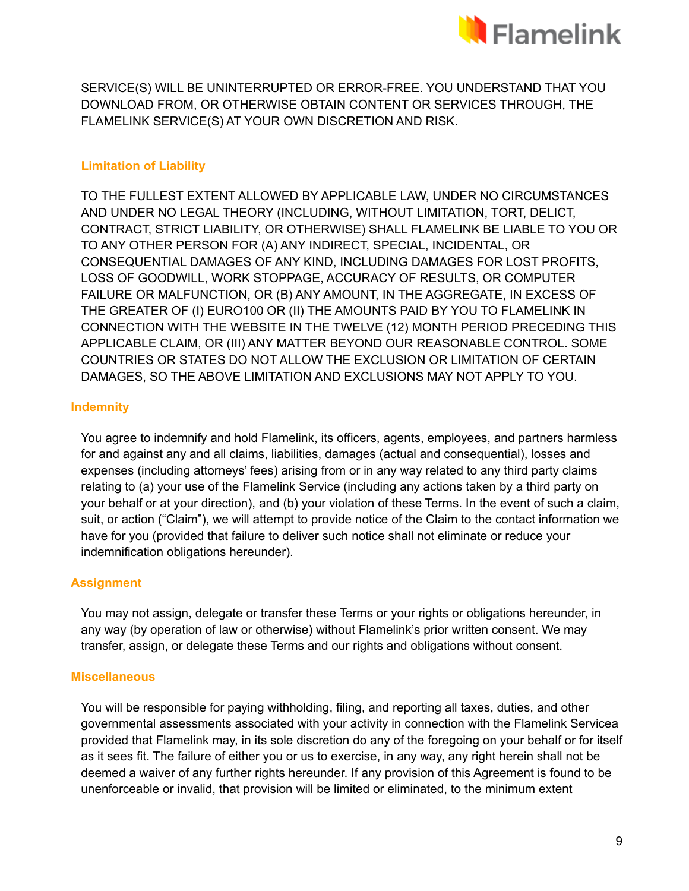SERVICE(S) WILL BE UNINTERRUPTED OR ERROR-FREE. YOU UNDERSTAND THAT YOU DOWNLOAD FROM, OR OTHERWISE OBTAIN CONTENT OR SERVICES THROUGH, THE FLAMELINK SERVICE(S) AT YOUR OWN DISCRETION AND RISK.

### Limitation of Liability

TO THE FULLEST EXTENT ALLOWED BY APPLICABLE LAW, UNDER NO CIRCUMSTANCES AND UNDER NO LEGAL THEORY (INCLUDING, WITHOUT LIMITATION, TORT, DELICT, CONTRACT, STRICT LIABILITY, OR OTHERWISE) SHALL FLAMELINK BE LIABLE TO YOU OR TO ANY OTHER PERSON FOR (A) ANY INDIRECT, SPECIAL, INCIDENTAL, OR CONSEQUENTIAL DAMAGES OF ANY KIND, INCLUDING DAMAGES FOR LOST PROFITS, LOSS OF GOODWILL, WORK STOPPAGE, ACCURACY OF RESULTS, OR COMPUTER FAILURE OR MALFUNCTION, OR (B) ANY AMOUNT, IN THE AGGREGATE, IN EXCESS OF THE GREATER OF (I) EURO100 OR (II) THE AMOUNTS PAID BY YOU TO FLAMELINK IN CONNECTION WITH THE WEBSITE IN THE TWELVE (12) MONTH PERIOD PRECEDING THIS APPLICABLE CLAIM, OR (III) ANY MATTER BEYOND OUR REASONABLE CONTROL. SOME COUNTRIES OR STATES DO NOT ALLOW THE EXCLUSION OR LIMITATION OF CERTAIN DAMAGES, SO THE ABOVE LIMITATION AND EXCLUSIONS MAY NOT APPLY TO YOU.

### Indemnity

You agree to indemnify and hold Flamelink, its officers, agents, employees, and partners harmless for and against any and all claims, liabilities, damages (actual and consequential), losses and expenses (including attorneys' fees) arising from or in any way related to any third party claims relating to (a) your use of the Flamelink Service (including any actions taken by a third party on your behalf or at your direction), and (b) your violation of these Terms. In the event of such a claim, suit, or action ("Claim"), we will attempt to provide notice of the Claim to the contact information we have for you (provided that failure to deliver such notice shall not eliminate or reduce your indemnification obligations hereunder).

### Assignment

You may not assign, delegate or transfer these Terms or your rights or obligations hereunder, in any way (by operation of law or otherwise) without Flamelink's prior written consent. We may transfer, assign, or delegate these Terms and our rights and obligations without consent.

### Miscellaneous

You will be responsible for paying withholding, filing, and reporting all taxes, duties, and other governmental assessments associated with your activity in connection with the Flamelink Servicea provided that Flamelink may, in its sole discretion do any of the foregoing on your behalf or for itself as it sees fit. The failure of either you or us to exercise, in any way, any right herein shall not be deemed a waiver of any further rights hereunder. If any provision of this Agreement is found to be unenforceable or invalid, that provision will be limited or eliminated, to the minimum extent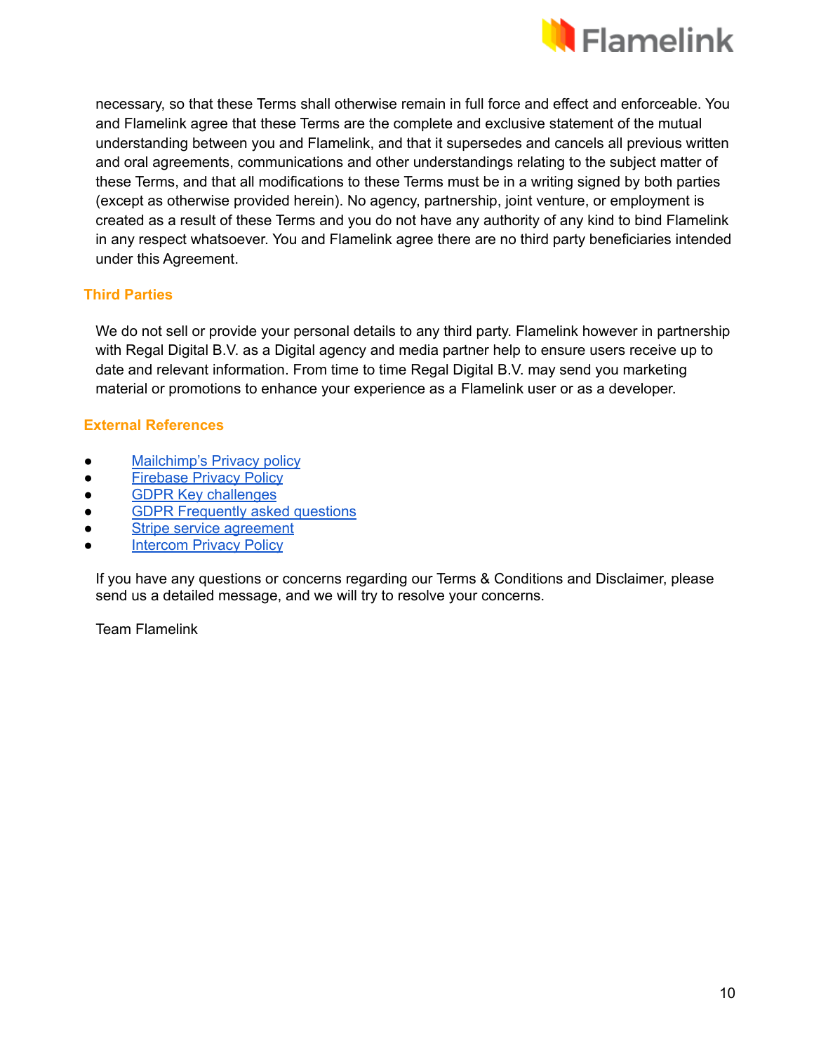necessary, so that these Terms shall otherwise remain in full force and effect and enforceable. You and Flamelink agree that these Terms are the complete and exclusive statement of the mutual understanding between you and Flamelink, and that it supersedes and cancels all previous written and oral agreements, communications and other understandings relating to the subject matter of these Terms, and that all modifications to these Terms must be in a writing signed by both parties (except as otherwise provided herein). No agency, partnership, joint venture, or employment is created as a result of these Terms and you do not have any authority of any kind to bind Flamelink in any respect whatsoever. You and Flamelink agree there are no third party beneficiaries intended under this Agreement.

## Third Parties

We do not sell or provide your personal details to any third party. Flamelink however in partnership with Regal Digital B.V. as a Digital agency and media partner help to ensure users receive up to date and relevant information. From time to time Regal Digital B.V. may send you marketing material or promotions to enhance your experience as a Flamelink user or as a developer.

## External References

- Mailchimp's Privacy policy
- Firebase Privacy Policy
- GDPR Key challenges
- GDPR Frequently asked questions
- Stripe service agreement
- Intercom Privacy Policy

If you have any questions or concerns regarding our Terms & Conditions and Disclaimer, please send us a detailed message, and we will try to resolve your concerns.

Team Flamelink